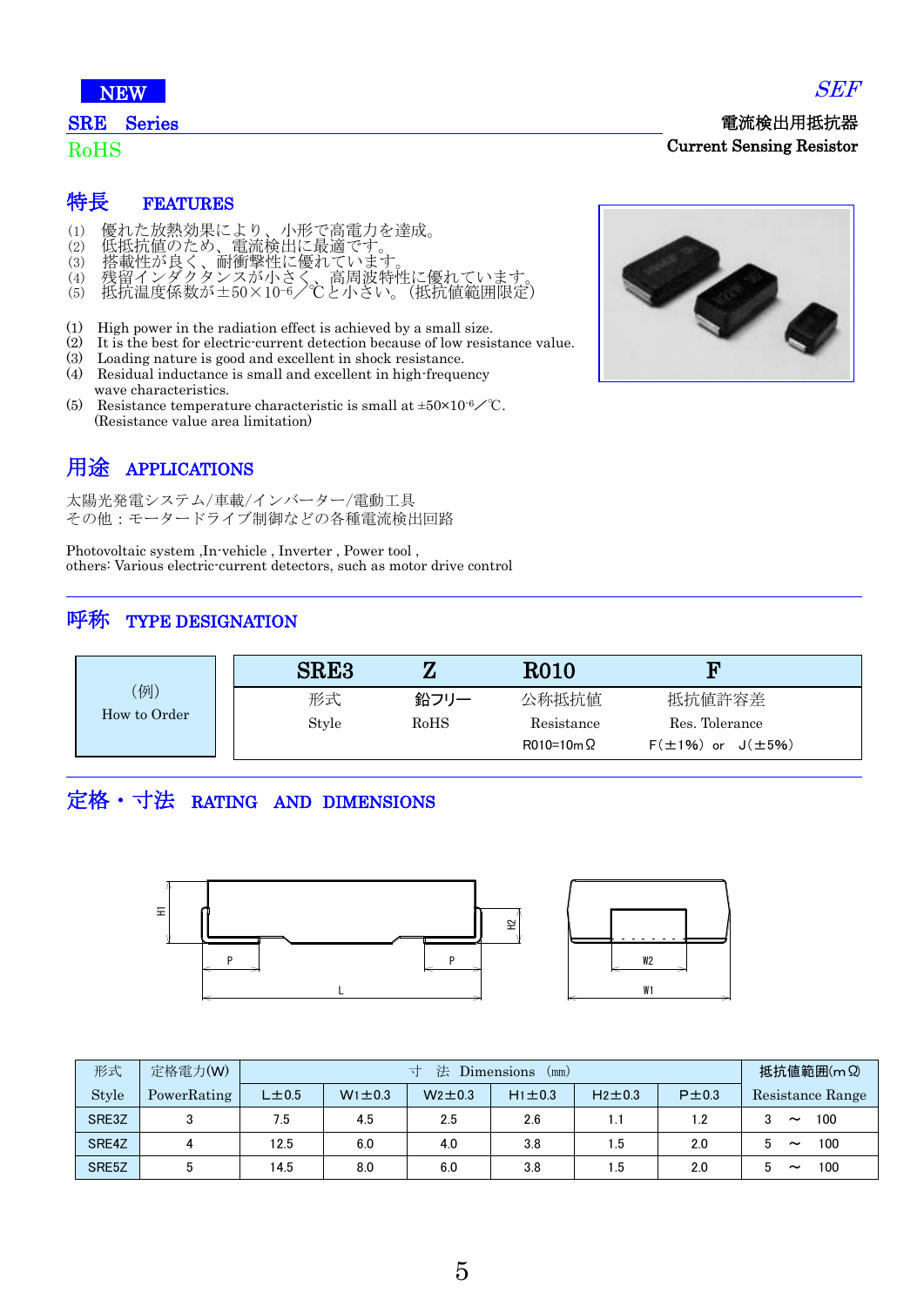NEW

*SEF*

## SRE Series

RoHS

電流検出用抵抗器
Current Sensing Resistor

## 特長 FEATURES

(1) 優れた放熱効果により、小形で高電力を達成。
(2) 低抵抗値のため、電流検出に最適です。
(3) 搭載性が良く、耐衝撃性に優れています。
(4) 残留インダクタンスが小さく、高周波特性に優れています。
(5) 抵抗温度係数が$\pm50\times10^{-6}$／℃と小さい。（抵抗値範囲限定）

(1) High power in the radiation effect is achieved by a small size.
(2) It is the best for electric-current detection because of low resistance value.
(3) Loading nature is good and excellent in shock resistance.
(4) Residual inductance is small and excellent in high-frequency wave characteristics.
(5) Resistance temperature characteristic is small at $\pm50\times10^{-6}$／℃. (Resistance value area limitation)

## 用途 APPLICATIONS

太陽光発電システム/車載/インバーター/電動工具
その他：モータードライブ制御などの各種電流検出回路

Photovoltaic system ,In-vehicle , Inverter , Power tool ,
others: Various electric-current detectors, such as motor drive control

## 呼称 TYPE DESIGNATION

| （例） How to Order | SRE3 | Z | R010 | F |
|---|---|---|---|---|
| | 形式 Style | 鉛フリー RoHS | 公称抵抗値 Resistance R010=10mΩ | 抵抗値許容差 Res. Tolerance F(±1%) or J(±5%) |

## 定格・寸法 RATING AND DIMENSIONS

| 形式 Style | 定格電力(W) PowerRating | 寸 法 Dimensions (mm) | | | | | | 抵抗値範囲(mΩ) Resistance Range |
|---|---|---|---|---|---|---|---|---|
| | | L±0.5 | W1±0.3 | W2±0.3 | H1±0.3 | H2±0.3 | P±0.3 | |
| SRE3Z | 3 | 7.5 | 4.5 | 2.5 | 2.6 | 1.1 | 1.2 | 3 ～ 100 |
| SRE4Z | 4 | 12.5 | 6.0 | 4.0 | 3.8 | 1.5 | 2.0 | 5 ～ 100 |
| SRE5Z | 5 | 14.5 | 8.0 | 6.0 | 3.8 | 1.5 | 2.0 | 5 ～ 100 |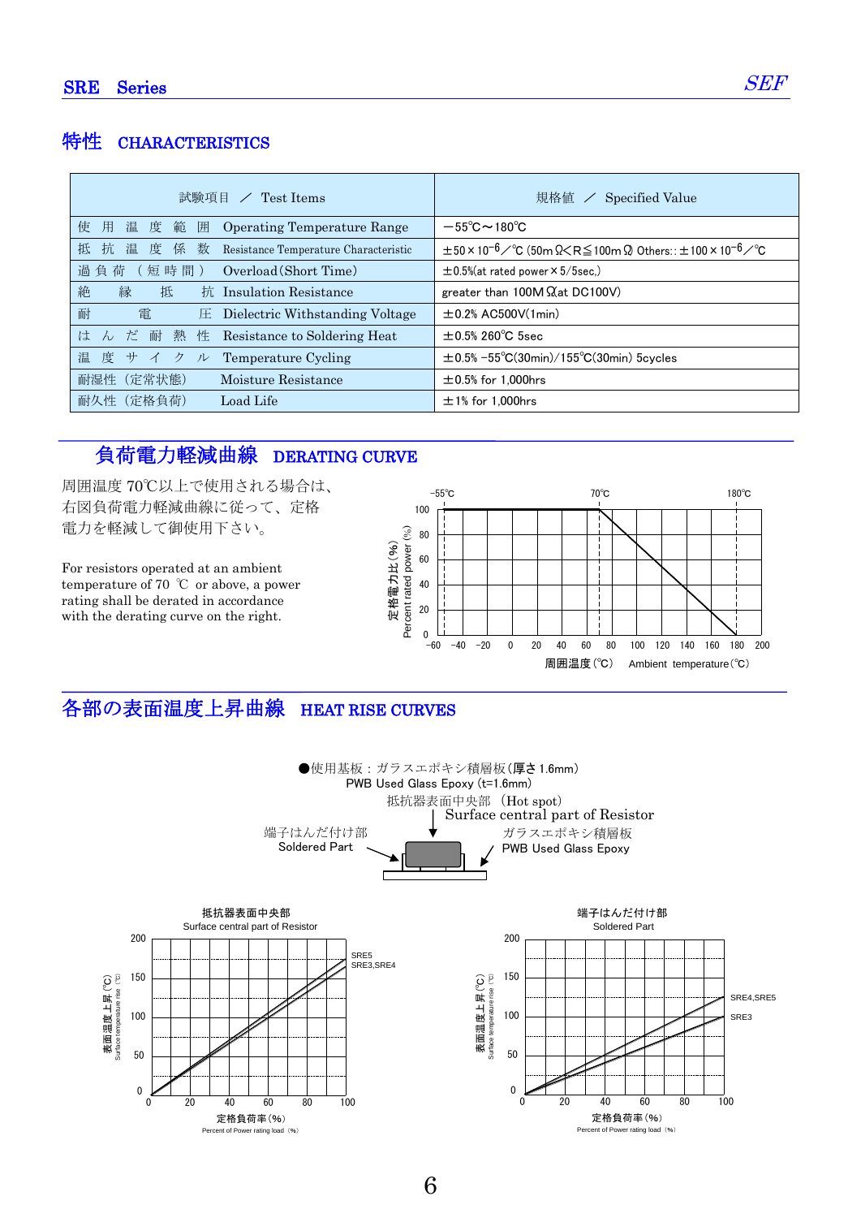## 特性　CHARACTERISTICS

| 試験項目　／　Test Items | | 規格値　／　Specified Value |
|---|---|---|
| 使用温度範囲 | Operating Temperature Range | －55℃～180℃ |
| 抵抗温度係数 | Resistance Temperature Characteristic | $\pm 50 \times 10^{-6}$／℃ (50mΩ<R≦100mΩ Others:: $\pm 100 \times 10^{-6}$／℃ |
| 過負荷（短時間） | Overload (Short Time) | ±0.5%(at rated power×5/5sec,) |
| 絶縁抵抗 | Insulation Resistance | greater than 100MΩ(at DC100V) |
| 耐電圧 | Dielectric Withstanding Voltage | ±0.2% AC500V(1min) |
| はんだ耐熱性 | Resistance to Soldering Heat | ±0.5% 260℃ 5sec |
| 温度サイクル | Temperature Cycling | ±0.5% −55℃(30min)/155℃(30min) 5cycles |
| 耐湿性（定常状態） | Moisture Resistance | ±0.5% for 1,000hrs |
| 耐久性（定格負荷） | Load Life | ±1% for 1,000hrs |

## 負荷電力軽減曲線　DERATING CURVE

周囲温度 70℃以上で使用される場合は、右図負荷電力軽減曲線に従って、定格電力を軽減して御使用下さい。

For resistors operated at an ambient temperature of 70 ℃ or above, a power rating shall be derated in accordance with the derating curve on the right.

−55℃
70℃
180℃
定格電力比(%) Percent rated power (%)
0 20 40 60 80 100
−60 −40 −20 0 20 40 60 80 100 120 140 160 180 200
周囲温度(℃)　Ambient temperature(℃)

## 各部の表面温度上昇曲線　HEAT RISE CURVES

●使用基板：ガラスエポキシ積層板(厚さ 1.6mm)
PWB Used Glass Epoxy (t=1.6mm)

抵抗器表面中央部（Hot spot）
Surface central part of Resistor

端子はんだ付け部
Soldered Part

ガラスエポキシ積層板
PWB Used Glass Epoxy

抵抗器表面中央部
Surface central part of Resistor
表面温度上昇(℃) Surface temperature rise (℃)
0 50 100 150 200
SRE5
SRE3,SRE4
0 20 40 60 80 100
定格負荷率(%)
Percent of Power rating load (%)

端子はんだ付け部
Soldered Part
表面温度上昇(℃) Surface temperature rise (℃)
0 50 100 150 200
SRE4,SRE5
SRE3
0 20 40 60 80 100
定格負荷率(%)
Percent of Power rating load (%)